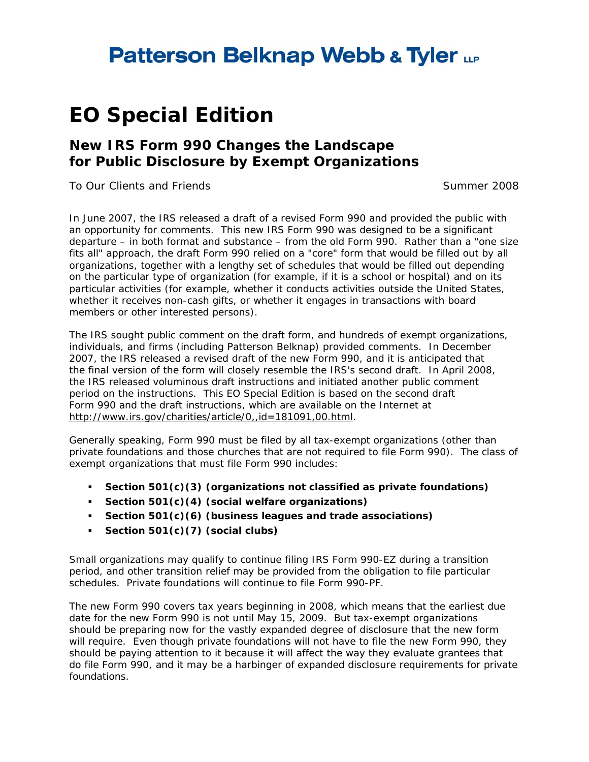# Patterson Belknap Webb & Tyler LLP

# EO Special Edition

## New IRS Form 990 Changes the Landscape for Public Disclosure by Exempt Organizations

To Our Clients and Friends Summer 2008

In June 2007, the IRS released a draft of a revised Form 990 and provided the public with an opportunity for comments. This new IRS Form 990 was designed to be a significant departure – in both format and substance – from the old Form 990. Rather than a "one size fits all" approach, the draft Form 990 relied on a "core" form that would be filled out by all organizations, together with a lengthy set of schedules that would be filled out depending on the particular type of organization (for example, if it is a school or hospital) and on its particular activities (for example, whether it conducts activities outside the United States, whether it receives non-cash gifts, or whether it engages in transactions with board members or other interested persons).

The IRS sought public comment on the draft form, and hundreds of exempt organizations, individuals, and firms (including Patterson Belknap) provided comments. In December 2007, the IRS released a revised draft of the new Form 990, and it is anticipated that the final version of the form will closely resemble the IRS's second draft. In April 2008, the IRS released voluminous draft instructions and initiated another public comment period on the instructions. This EO Special Edition is based on the second draft Form 990 and the draft instructions, which are available on the Internet at http://www.irs.gov/charities/article/0,,id=181091,00.html.

Generally speaking, Form 990 must be filed by all tax-exempt organizations (other than private foundations and those churches that are not required to file Form 990). The class of exempt organizations that must file Form 990 includes:

- **Section 501(c)(3) (organizations not classified as private foundations)**
- **Section 501(c)(4) (social welfare organizations)**
- **Section 501(c)(6) (business leagues and trade associations)**
- **Section 501(c)(7) (social clubs)**

Small organizations may qualify to continue filing IRS Form 990-EZ during a transition period, and other transition relief may be provided from the obligation to file particular schedules. Private foundations will continue to file Form 990-PF.

The new Form 990 covers tax years beginning in 2008, which means that the earliest due date for the new Form 990 is not until May 15, 2009. But tax-exempt organizations should be preparing now for the vastly expanded degree of disclosure that the new form will require. Even though private foundations will not have to file the new Form 990, they should be paying attention to it because it will affect the way they evaluate grantees that do file Form 990, and it may be a harbinger of expanded disclosure requirements for private foundations.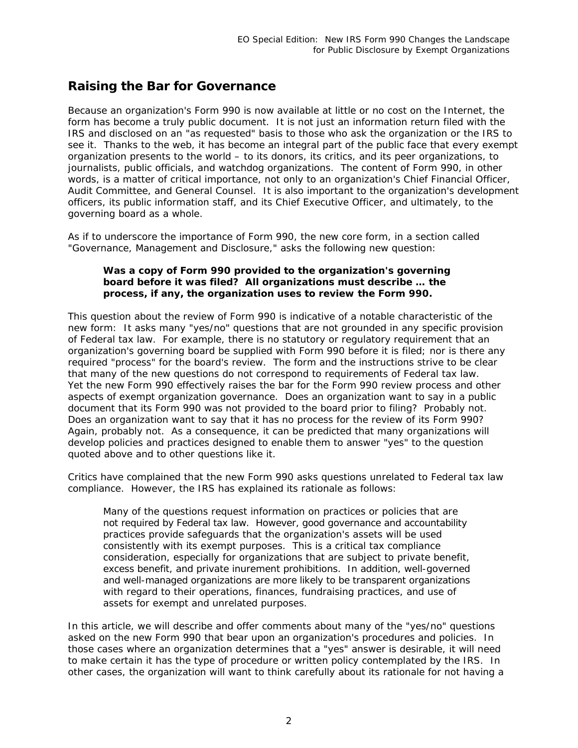## Raising the Bar for Governance

Because an organization's Form 990 is now available at little or no cost on the Internet, the form has become a truly public document. It is not just an information return filed with the IRS and disclosed on an "as requested" basis to those who ask the organization or the IRS to see it. Thanks to the web, it has become an integral part of the public face that every exempt organization presents to the world – to its donors, its critics, and its peer organizations, to journalists, public officials, and watchdog organizations. The content of Form 990, in other words, is a matter of critical importance, not only to an organization's Chief Financial Officer, Audit Committee, and General Counsel. It is also important to the organization's development officers, its public information staff, and its Chief Executive Officer, and ultimately, to the governing board as a whole.

As if to underscore the importance of Form 990, the new core form, in a section called "Governance, Management and Disclosure," asks the following new question:

> **Was a copy of Form 990 provided to the organization's governing board before it was filed? All organizations must describe … the process, if any, the organization uses to review the Form 990.**

This question about the review of Form 990 is indicative of a notable characteristic of the new form: It asks many "yes/no" questions that are not grounded in any specific provision of Federal tax law. For example, there is no statutory or regulatory requirement that an organization's governing board be supplied with Form 990 before it is filed; nor is there any required "process" for the board's review. The form and the instructions strive to be clear that many of the new questions do not correspond to requirements of Federal tax law. Yet the new Form 990 effectively raises the bar for the Form 990 review process and other aspects of exempt organization governance. Does an organization want to say in a public document that its Form 990 was not provided to the board prior to filing? Probably not. Does an organization want to say that it has no process for the review of its Form 990? Again, probably not. As a consequence, it can be predicted that many organizations will develop policies and practices designed to enable them to answer "yes" to the question quoted above and to other questions like it.

Critics have complained that the new Form 990 asks questions unrelated to Federal tax law compliance. However, the IRS has explained its rationale as follows:

> Many of the questions request information on practices or policies that are not required by Federal tax law. However, good governance and accountability practices provide safeguards that the organization's assets will be used consistently with its exempt purposes. This is a critical tax compliance consideration, especially for organizations that are subject to private benefit, excess benefit, and private inurement prohibitions. In addition, well-governed and well-managed organizations are more likely to be transparent organizations with regard to their operations, finances, fundraising practices, and use of assets for exempt and unrelated purposes.

In this article, we will describe and offer comments about many of the "yes/no" questions asked on the new Form 990 that bear upon an organization's procedures and policies. In those cases where an organization determines that a "yes" answer is desirable, it will need to make certain it has the type of procedure or written policy contemplated by the IRS. In other cases, the organization will want to think carefully about its rationale for not having a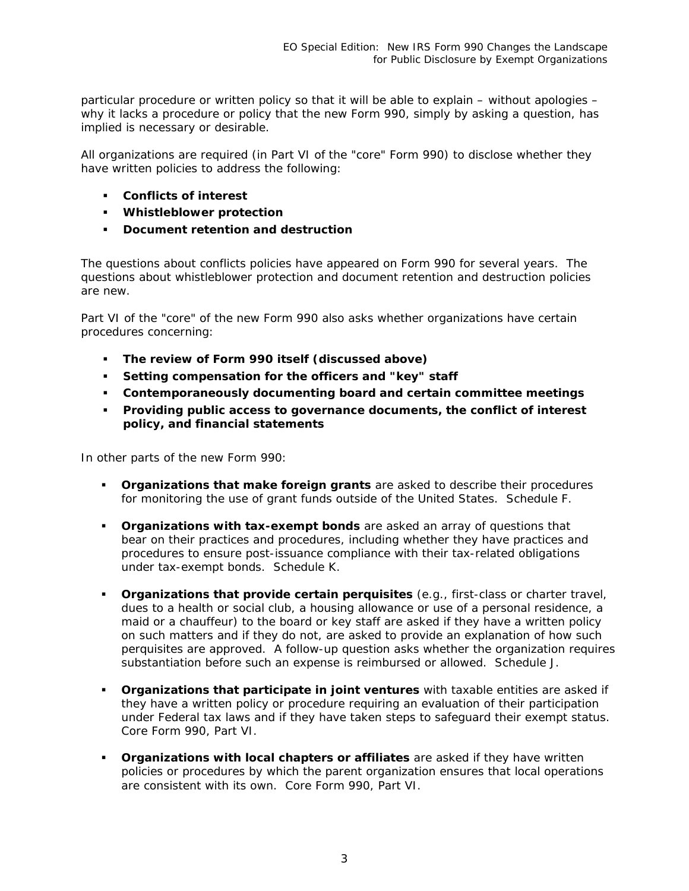particular procedure or written policy so that it will be able to explain – without apologies – why it lacks a procedure or policy that the new Form 990, simply by asking a question, has implied is necessary or desirable.

All organizations are required (in Part VI of the "core" Form 990) to disclose whether they have written policies to address the following:

- **Conflicts of interest**
- **Whistleblower protection**
- **Document retention and destruction**

The questions about conflicts policies have appeared on Form 990 for several years. The questions about whistleblower protection and document retention and destruction policies are new.

Part VI of the "core" of the new Form 990 also asks whether organizations have certain procedures concerning:

- **The review of Form 990 itself (discussed above)**
- **Setting compensation for the officers and "key" staff**
- **Contemporaneously documenting board and certain committee meetings**
- **Providing public access to governance documents, the conflict of interest policy, and financial statements**

In other parts of the new Form 990:

- **Organizations that make foreign grants** are asked to describe their procedures for monitoring the use of grant funds outside of the United States. Schedule F.

- **Organizations with tax-exempt bonds** are asked an array of questions that bear on their practices and procedures, including whether they have practices and procedures to ensure post-issuance compliance with their tax-related obligations under tax-exempt bonds. Schedule K.

- **Organizations that provide certain perquisites** (e.g., first-class or charter travel, dues to a health or social club, a housing allowance or use of a personal residence, a maid or a chauffeur) to the board or key staff are asked if they have a written policy on such matters and if they do not, are asked to provide an explanation of how such perquisites are approved. A follow-up question asks whether the organization requires substantiation before such an expense is reimbursed or allowed. Schedule J.

- **Organizations that participate in joint ventures** with taxable entities are asked if they have a written policy or procedure requiring an evaluation of their participation under Federal tax laws and if they have taken steps to safeguard their exempt status. Core Form 990, Part VI.

- **Organizations with local chapters or affiliates** are asked if they have written policies or procedures by which the parent organization ensures that local operations are consistent with its own. Core Form 990, Part VI.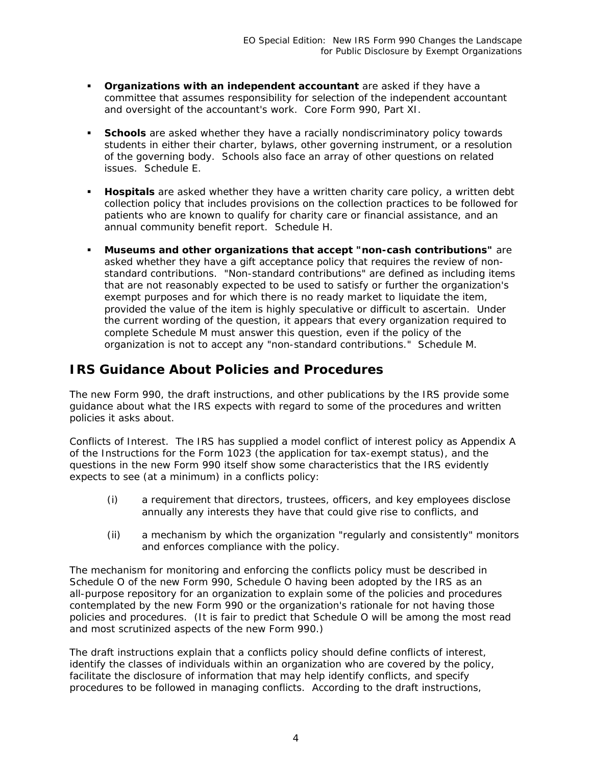- **Organizations with an independent accountant** are asked if they have a committee that assumes responsibility for selection of the independent accountant and oversight of the accountant's work. Core Form 990, Part XI.

- **Schools** are asked whether they have a racially nondiscriminatory policy towards students in either their charter, bylaws, other governing instrument, or a resolution of the governing body. Schools also face an array of other questions on related issues. Schedule E.

- **Hospitals** are asked whether they have a written charity care policy, a written debt collection policy that includes provisions on the collection practices to be followed for patients who are known to qualify for charity care or financial assistance, and an annual community benefit report. Schedule H.

- **Museums and other organizations that accept "non-cash contributions"** are asked whether they have a gift acceptance policy that requires the review of non-standard contributions. "Non-standard contributions" are defined as including items that are not reasonably expected to be used to satisfy or further the organization's exempt purposes and for which there is no ready market to liquidate the item, provided the value of the item is highly speculative or difficult to ascertain. Under the current wording of the question, it appears that every organization required to complete Schedule M must answer this question, even if the policy of the organization is not to accept any "non-standard contributions." Schedule M.

## IRS Guidance About Policies and Procedures

The new Form 990, the draft instructions, and other publications by the IRS provide some guidance about what the IRS expects with regard to some of the procedures and written policies it asks about.

Conflicts of Interest. The IRS has supplied a model conflict of interest policy as Appendix A of the Instructions for the Form 1023 (the application for tax-exempt status), and the questions in the new Form 990 itself show some characteristics that the IRS evidently expects to see (at a minimum) in a conflicts policy:

(i) a requirement that directors, trustees, officers, and key employees disclose annually any interests they have that could give rise to conflicts, and

(ii) a mechanism by which the organization "regularly and consistently" monitors and enforces compliance with the policy.

The mechanism for monitoring and enforcing the conflicts policy must be described in Schedule O of the new Form 990, Schedule O having been adopted by the IRS as an all-purpose repository for an organization to explain some of the policies and procedures contemplated by the new Form 990 or the organization's rationale for not having those policies and procedures. (It is fair to predict that Schedule O will be among the most read and most scrutinized aspects of the new Form 990.)

The draft instructions explain that a conflicts policy should define conflicts of interest, identify the classes of individuals within an organization who are covered by the policy, facilitate the disclosure of information that may help identify conflicts, and specify procedures to be followed in managing conflicts. According to the draft instructions,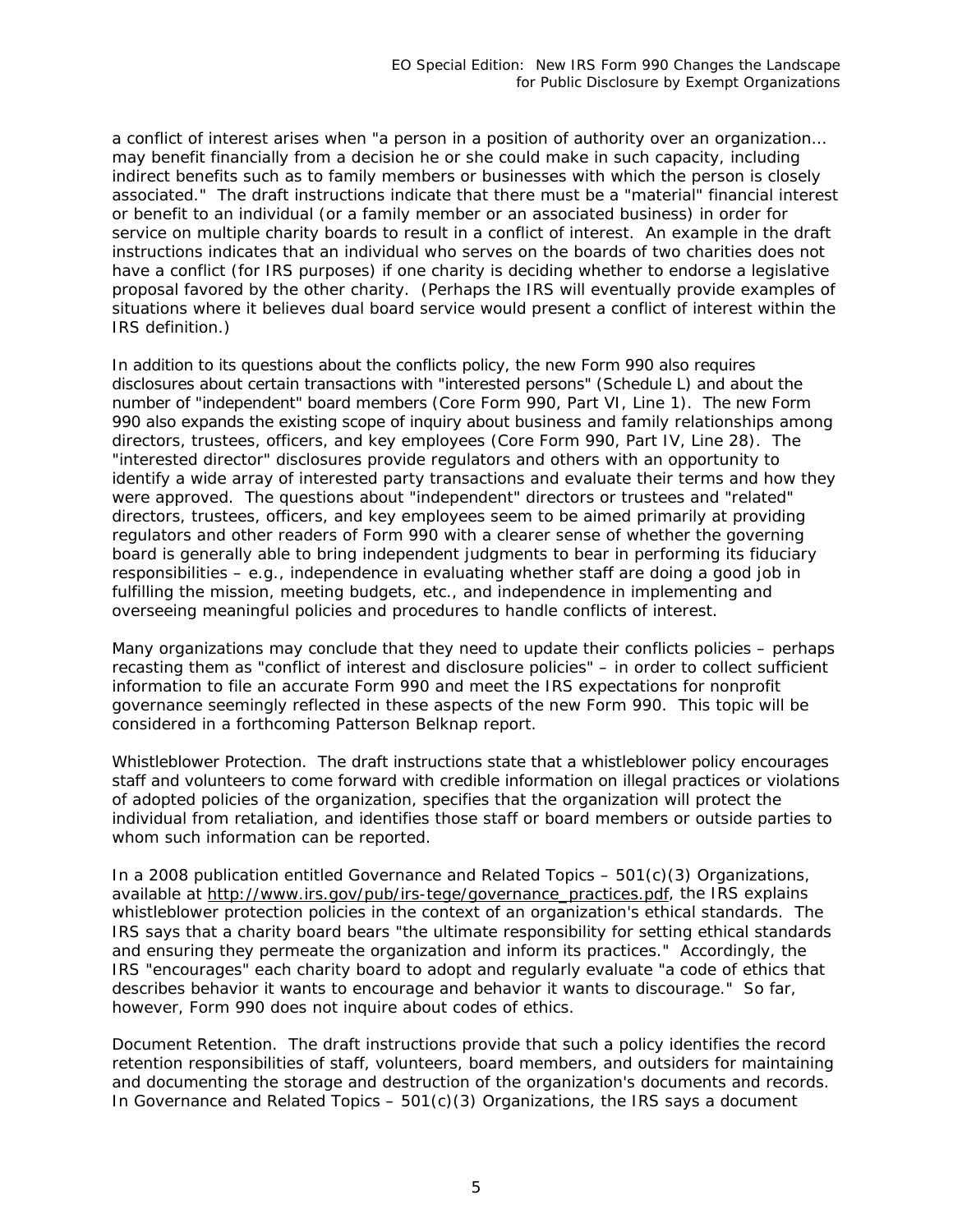a conflict of interest arises when "a person in a position of authority over an organization... may benefit financially from a decision he or she could make in such capacity, including indirect benefits such as to family members or businesses with which the person is closely associated." The draft instructions indicate that there must be a "material" financial interest or benefit to an individual (or a family member or an associated business) in order for service on multiple charity boards to result in a conflict of interest. An example in the draft instructions indicates that an individual who serves on the boards of two charities does not have a conflict (for IRS purposes) if one charity is deciding whether to endorse a legislative proposal favored by the other charity. (Perhaps the IRS will eventually provide examples of situations where it believes dual board service would present a conflict of interest within the IRS definition.)

In addition to its questions about the conflicts policy, the new Form 990 also requires disclosures about certain transactions with "interested persons" (Schedule L) and about the number of "independent" board members (Core Form 990, Part VI, Line 1). The new Form 990 also expands the existing scope of inquiry about business and family relationships among directors, trustees, officers, and key employees (Core Form 990, Part IV, Line 28). The "interested director" disclosures provide regulators and others with an opportunity to identify a wide array of interested party transactions and evaluate their terms and how they were approved. The questions about "independent" directors or trustees and "related" directors, trustees, officers, and key employees seem to be aimed primarily at providing regulators and other readers of Form 990 with a clearer sense of whether the governing board is generally able to bring independent judgments to bear in performing its fiduciary responsibilities – e.g., independence in evaluating whether staff are doing a good job in fulfilling the mission, meeting budgets, etc., and independence in implementing and overseeing meaningful policies and procedures to handle conflicts of interest.

Many organizations may conclude that they need to update their conflicts policies – perhaps recasting them as "conflict of interest and disclosure policies" – in order to collect sufficient information to file an accurate Form 990 and meet the IRS expectations for nonprofit governance seemingly reflected in these aspects of the new Form 990. This topic will be considered in a forthcoming Patterson Belknap report.

*Whistleblower Protection*. The draft instructions state that a whistleblower policy encourages staff and volunteers to come forward with credible information on illegal practices or violations of adopted policies of the organization, specifies that the organization will protect the individual from retaliation, and identifies those staff or board members or outside parties to whom such information can be reported.

In a 2008 publication entitled *Governance and Related Topics – 501(c)(3) Organizations*, available at http://www.irs.gov/pub/irs-tege/governance_practices.pdf, the IRS explains whistleblower protection policies in the context of an organization's ethical standards. The IRS says that a charity board bears "the ultimate responsibility for setting ethical standards and ensuring they permeate the organization and inform its practices." Accordingly, the IRS "encourages" each charity board to adopt and regularly evaluate "a code of ethics that describes behavior it wants to encourage and behavior it wants to discourage." So far, however, Form 990 does not inquire about codes of ethics.

*Document Retention*. The draft instructions provide that such a policy identifies the record retention responsibilities of staff, volunteers, board members, and outsiders for maintaining and documenting the storage and destruction of the organization's documents and records. In *Governance and Related Topics – 501(c)(3) Organizations*, the IRS says a document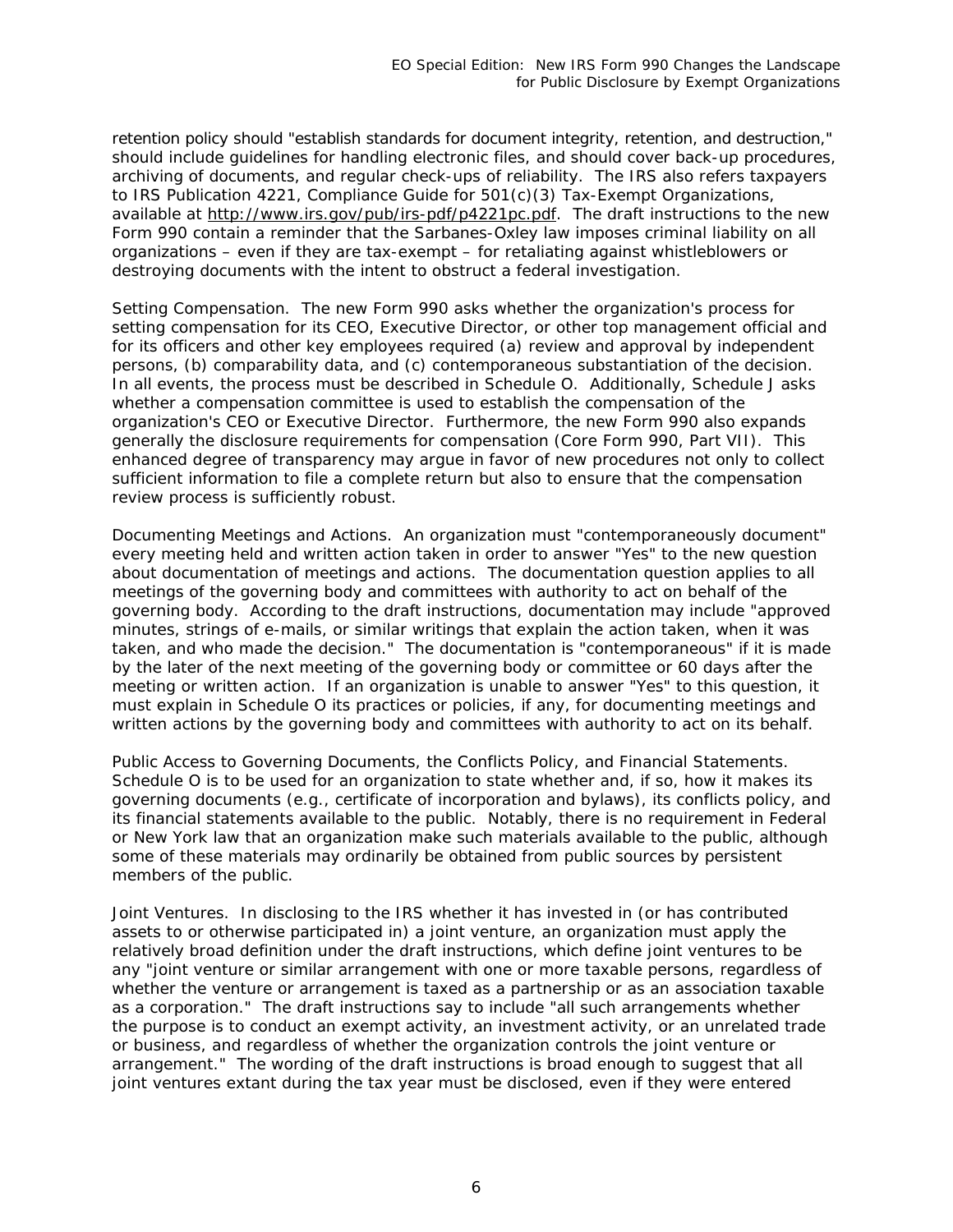retention policy should "establish standards for document integrity, retention, and destruction," should include guidelines for handling electronic files, and should cover back-up procedures, archiving of documents, and regular check-ups of reliability. The IRS also refers taxpayers to IRS Publication 4221, Compliance Guide for 501(c)(3) Tax-Exempt Organizations, available at http://www.irs.gov/pub/irs-pdf/p4221pc.pdf. The draft instructions to the new Form 990 contain a reminder that the Sarbanes-Oxley law imposes criminal liability on all organizations – even if they are tax-exempt – for retaliating against whistleblowers or destroying documents with the intent to obstruct a federal investigation.

*Setting Compensation.* The new Form 990 asks whether the organization's process for setting compensation for its CEO, Executive Director, or other top management official and for its officers and other key employees required (a) review and approval by independent persons, (b) comparability data, and (c) contemporaneous substantiation of the decision. In all events, the process must be described in Schedule O. Additionally, Schedule J asks whether a compensation committee is used to establish the compensation of the organization's CEO or Executive Director. Furthermore, the new Form 990 also expands generally the disclosure requirements for compensation (Core Form 990, Part VII). This enhanced degree of transparency may argue in favor of new procedures not only to collect sufficient information to file a complete return but also to ensure that the compensation review process is sufficiently robust.

*Documenting Meetings and Actions.* An organization must "contemporaneously document" every meeting held and written action taken in order to answer "Yes" to the new question about documentation of meetings and actions. The documentation question applies to all meetings of the governing body and committees with authority to act on behalf of the governing body. According to the draft instructions, documentation may include "approved minutes, strings of e-mails, or similar writings that explain the action taken, when it was taken, and who made the decision." The documentation is "contemporaneous" if it is made by the later of the next meeting of the governing body or committee or 60 days after the meeting or written action. If an organization is unable to answer "Yes" to this question, it must explain in Schedule O its practices or policies, if any, for documenting meetings and written actions by the governing body and committees with authority to act on its behalf.

*Public Access to Governing Documents, the Conflicts Policy, and Financial Statements.* Schedule O is to be used for an organization to state whether and, if so, how it makes its governing documents (e.g., certificate of incorporation and bylaws), its conflicts policy, and its financial statements available to the public. Notably, there is no requirement in Federal or New York law that an organization make such materials available to the public, although some of these materials may ordinarily be obtained from public sources by persistent members of the public.

*Joint Ventures.* In disclosing to the IRS whether it has invested in (or has contributed assets to or otherwise participated in) a joint venture, an organization must apply the relatively broad definition under the draft instructions, which define joint ventures to be any "joint venture or similar arrangement with one or more taxable persons, regardless of whether the venture or arrangement is taxed as a partnership or as an association taxable as a corporation." The draft instructions say to include "all such arrangements whether the purpose is to conduct an exempt activity, an investment activity, or an unrelated trade or business, and regardless of whether the organization controls the joint venture or arrangement." The wording of the draft instructions is broad enough to suggest that all joint ventures extant during the tax year must be disclosed, even if they were entered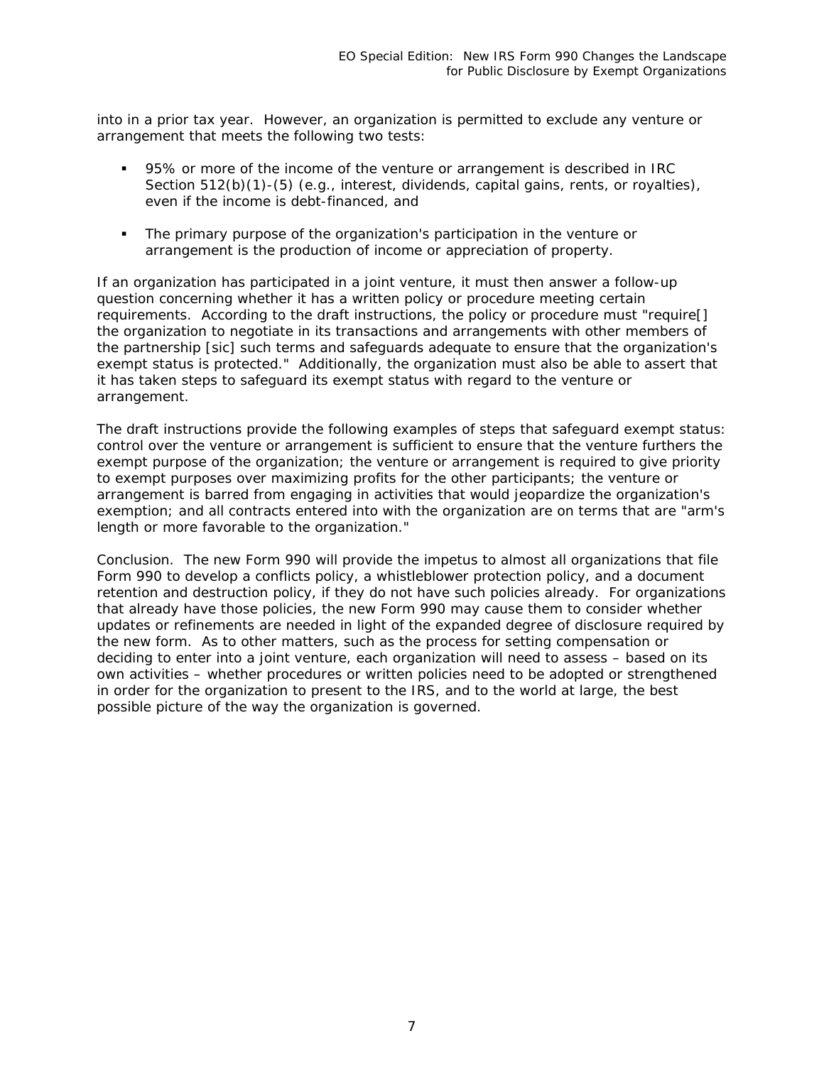into in a prior tax year. However, an organization is permitted to exclude any venture or arrangement that meets the following two tests:

- 95% or more of the income of the venture or arrangement is described in IRC Section 512(b)(1)-(5) (e.g., interest, dividends, capital gains, rents, or royalties), even if the income is debt-financed, and
- The primary purpose of the organization's participation in the venture or arrangement is the production of income or appreciation of property.

If an organization has participated in a joint venture, it must then answer a follow-up question concerning whether it has a written policy or procedure meeting certain requirements. According to the draft instructions, the policy or procedure must "require[] the organization to negotiate in its transactions and arrangements with other members of the partnership [sic] such terms and safeguards adequate to ensure that the organization's exempt status is protected." Additionally, the organization must also be able to assert that it has taken steps to safeguard its exempt status with regard to the venture or arrangement.

The draft instructions provide the following examples of steps that safeguard exempt status: control over the venture or arrangement is sufficient to ensure that the venture furthers the exempt purpose of the organization; the venture or arrangement is required to give priority to exempt purposes over maximizing profits for the other participants; the venture or arrangement is barred from engaging in activities that would jeopardize the organization's exemption; and all contracts entered into with the organization are on terms that are "arm's length or more favorable to the organization."

Conclusion. The new Form 990 will provide the impetus to almost all organizations that file Form 990 to develop a conflicts policy, a whistleblower protection policy, and a document retention and destruction policy, if they do not have such policies already. For organizations that already have those policies, the new Form 990 may cause them to consider whether updates or refinements are needed in light of the expanded degree of disclosure required by the new form. As to other matters, such as the process for setting compensation or deciding to enter into a joint venture, each organization will need to assess – based on its own activities – whether procedures or written policies need to be adopted or strengthened in order for the organization to present to the IRS, and to the world at large, the best possible picture of the way the organization is governed.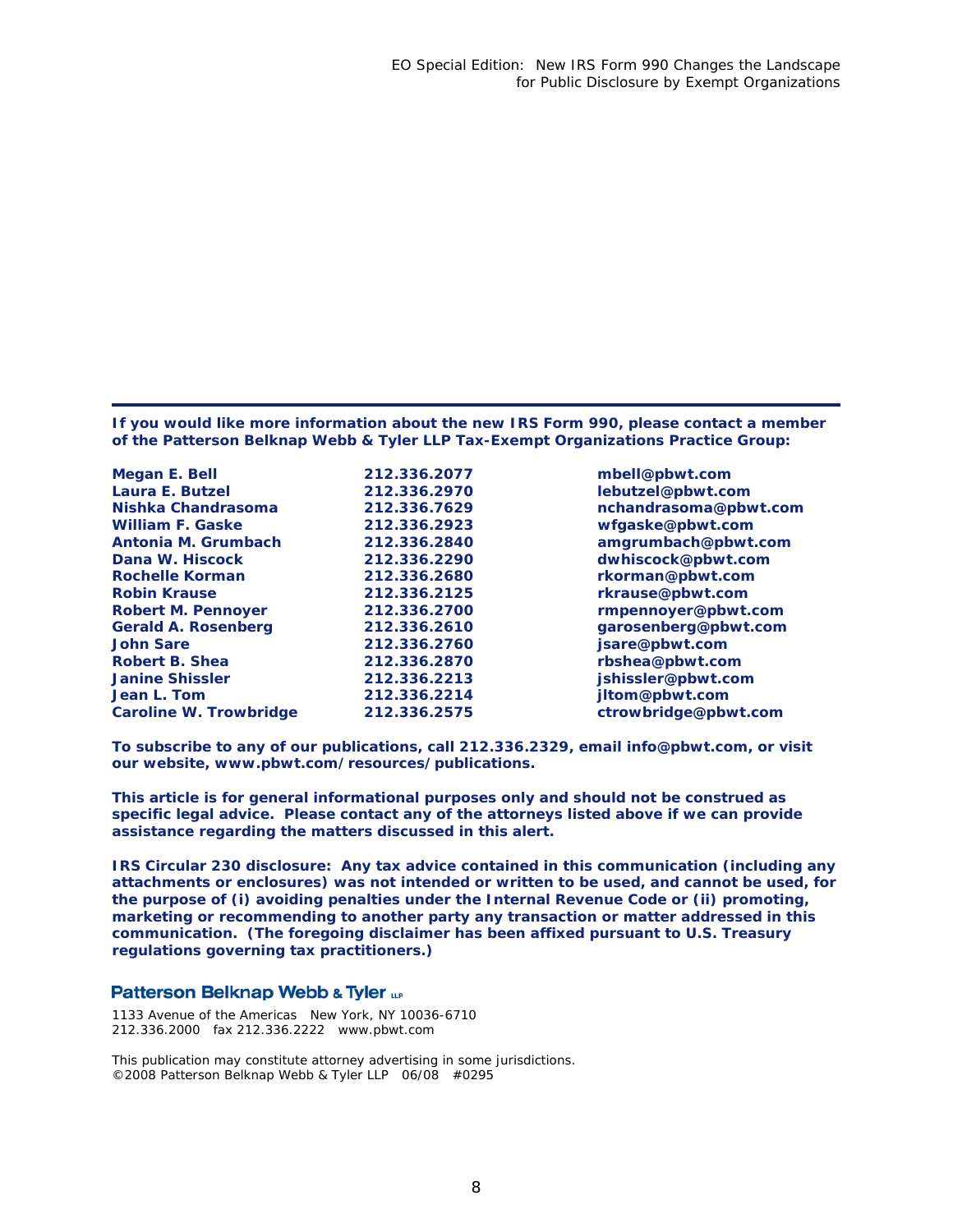**If you would like more information about the new IRS Form 990, please contact a member of the Patterson Belknap Webb & Tyler LLP Tax-Exempt Organizations Practice Group:**

| | | |
|---|---|---|
| **Megan E. Bell** | **212.336.2077** | **mbell@pbwt.com** |
| **Laura E. Butzel** | **212.336.2970** | **lebutzel@pbwt.com** |
| **Nishka Chandrasoma** | **212.336.7629** | **nchandrasoma@pbwt.com** |
| **William F. Gaske** | **212.336.2923** | **wfgaske@pbwt.com** |
| **Antonia M. Grumbach** | **212.336.2840** | **amgrumbach@pbwt.com** |
| **Dana W. Hiscock** | **212.336.2290** | **dwhiscock@pbwt.com** |
| **Rochelle Korman** | **212.336.2680** | **rkorman@pbwt.com** |
| **Robin Krause** | **212.336.2125** | **rkrause@pbwt.com** |
| **Robert M. Pennoyer** | **212.336.2700** | **rmpennoyer@pbwt.com** |
| **Gerald A. Rosenberg** | **212.336.2610** | **garosenberg@pbwt.com** |
| **John Sare** | **212.336.2760** | **jsare@pbwt.com** |
| **Robert B. Shea** | **212.336.2870** | **rbshea@pbwt.com** |
| **Janine Shissler** | **212.336.2213** | **jshissler@pbwt.com** |
| **Jean L. Tom** | **212.336.2214** | **jltom@pbwt.com** |
| **Caroline W. Trowbridge** | **212.336.2575** | **ctrowbridge@pbwt.com** |

**To subscribe to any of our publications, call 212.336.2329, email info@pbwt.com, or visit our website, www.pbwt.com/resources/publications.**

**This article is for general informational purposes only and should not be construed as specific legal advice. Please contact any of the attorneys listed above if we can provide assistance regarding the matters discussed in this alert.**

**IRS Circular 230 disclosure: Any tax advice contained in this communication (including any attachments or enclosures) was not intended or written to be used, and cannot be used, for the purpose of (i) avoiding penalties under the Internal Revenue Code or (ii) promoting, marketing or recommending to another party any transaction or matter addressed in this communication. (The foregoing disclaimer has been affixed pursuant to U.S. Treasury regulations governing tax practitioners.)**

**Patterson Belknap Webb & Tyler LLP**

1133 Avenue of the Americas New York, NY 10036-6710
212.336.2000 fax 212.336.2222 www.pbwt.com

This publication may constitute attorney advertising in some jurisdictions.
©2008 Patterson Belknap Webb & Tyler LLP 06/08 #0295